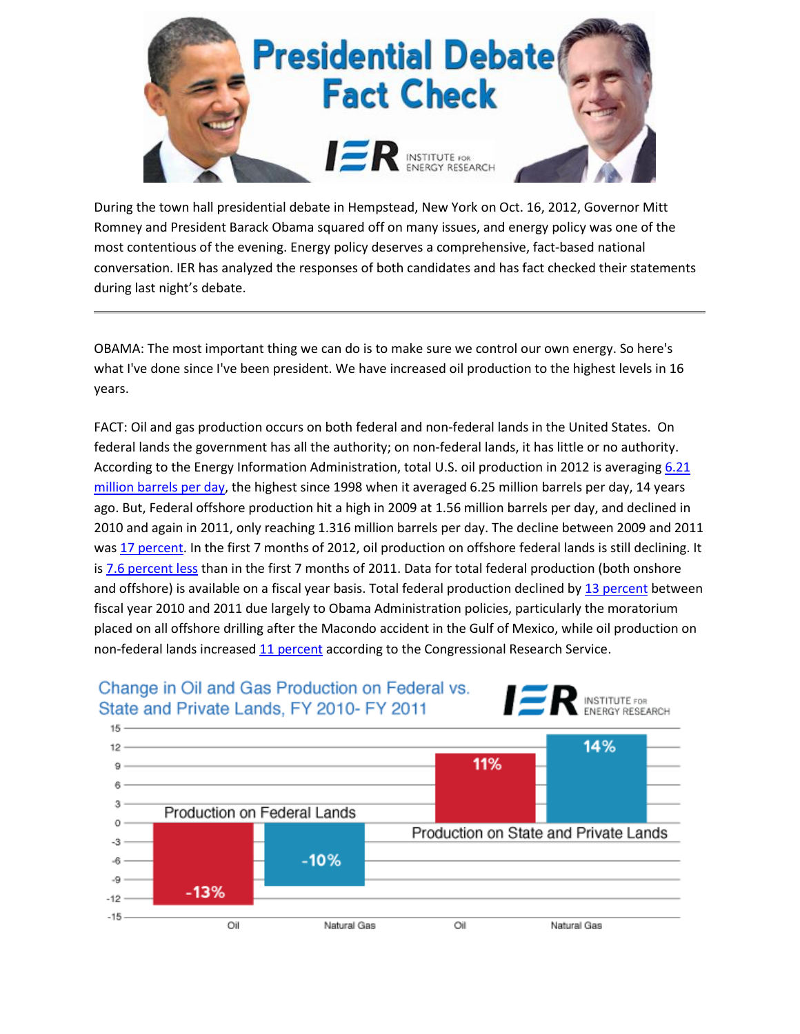# Presidential Debate Fact Check

IER INSTITUTE FOR ENERGY RESEARCH

During the town hall presidential debate in Hempstead, New York on Oct. 16, 2012, Governor Mitt Romney and President Barack Obama squared off on many issues, and energy policy was one of the most contentious of the evening. Energy policy deserves a comprehensive, fact-based national conversation. IER has analyzed the responses of both candidates and has fact checked their statements during last night's debate.

---

OBAMA: The most important thing we can do is to make sure we control our own energy. So here's what I've done since I've been president. We have increased oil production to the highest levels in 16 years.

FACT: Oil and gas production occurs on both federal and non-federal lands in the United States. On federal lands the government has all the authority; on non-federal lands, it has little or no authority. According to the Energy Information Administration, total U.S. oil production in 2012 is averaging 6.21 million barrels per day, the highest since 1998 when it averaged 6.25 million barrels per day, 14 years ago. But, Federal offshore production hit a high in 2009 at 1.56 million barrels per day, and declined in 2010 and again in 2011, only reaching 1.316 million barrels per day. The decline between 2009 and 2011 was 17 percent. In the first 7 months of 2012, oil production on offshore federal lands is still declining. It is 7.6 percent less than in the first 7 months of 2011. Data for total federal production (both onshore and offshore) is available on a fiscal year basis. Total federal production declined by 13 percent between fiscal year 2010 and 2011 due largely to Obama Administration policies, particularly the moratorium placed on all offshore drilling after the Macondo accident in the Gulf of Mexico, while oil production on non-federal lands increased 11 percent according to the Congressional Research Service.

**Change in Oil and Gas Production on Federal vs. State and Private Lands, FY 2010- FY 2011**

| | Oil | Natural Gas |
|---|---|---|
| Production on Federal Lands | -13% | -10% |
| Production on State and Private Lands | 11% | 14% |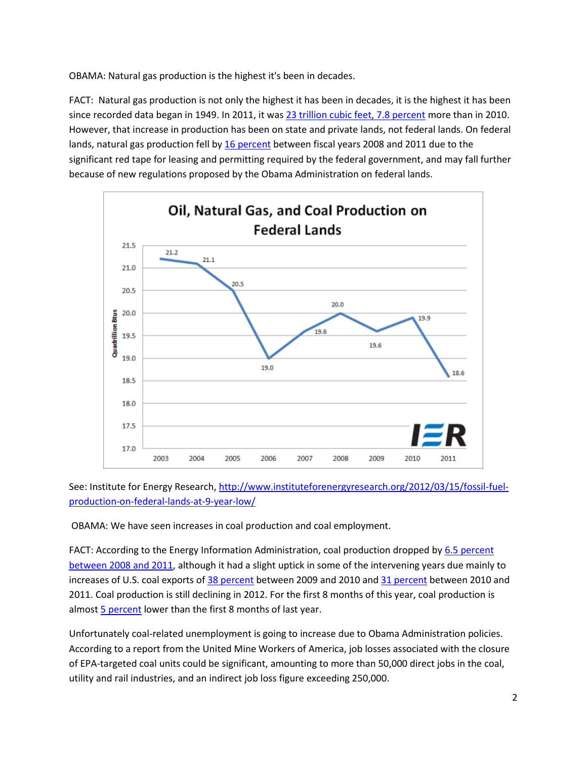OBAMA: Natural gas production is the highest it's been in decades.

FACT: Natural gas production is not only the highest it has been in decades, it is the highest it has been since recorded data began in 1949. In 2011, it was 23 trillion cubic feet, 7.8 percent more than in 2010. However, that increase in production has been on state and private lands, not federal lands. On federal lands, natural gas production fell by 16 percent between fiscal years 2008 and 2011 due to the significant red tape for leasing and permitting required by the federal government, and may fall further because of new regulations proposed by the Obama Administration on federal lands.

**Oil, Natural Gas, and Coal Production on Federal Lands**

See: Institute for Energy Research, http://www.instituteforenergyresearch.org/2012/03/15/fossil-fuel-production-on-federal-lands-at-9-year-low/

OBAMA: We have seen increases in coal production and coal employment.

FACT: According to the Energy Information Administration, coal production dropped by 6.5 percent between 2008 and 2011, although it had a slight uptick in some of the intervening years due mainly to increases of U.S. coal exports of 38 percent between 2009 and 2010 and 31 percent between 2010 and 2011. Coal production is still declining in 2012. For the first 8 months of this year, coal production is almost 5 percent lower than the first 8 months of last year.

Unfortunately coal-related unemployment is going to increase due to Obama Administration policies. According to a report from the United Mine Workers of America, job losses associated with the closure of EPA-targeted coal units could be significant, amounting to more than 50,000 direct jobs in the coal, utility and rail industries, and an indirect job loss figure exceeding 250,000.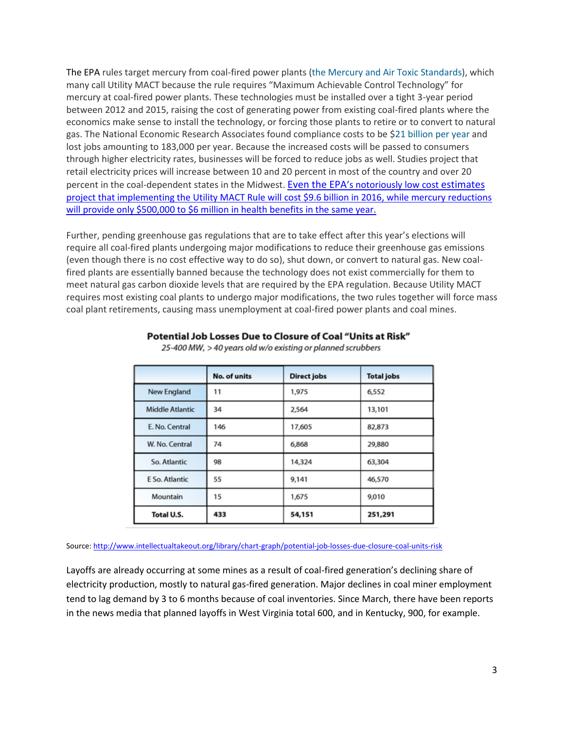The EPA rules target mercury from coal-fired power plants (the Mercury and Air Toxic Standards), which many call Utility MACT because the rule requires "Maximum Achievable Control Technology" for mercury at coal-fired power plants. These technologies must be installed over a tight 3-year period between 2012 and 2015, raising the cost of generating power from existing coal-fired plants where the economics make sense to install the technology, or forcing those plants to retire or to convert to natural gas. The National Economic Research Associates found compliance costs to be $21 billion per year and lost jobs amounting to 183,000 per year. Because the increased costs will be passed to consumers through higher electricity rates, businesses will be forced to reduce jobs as well. Studies project that retail electricity prices will increase between 10 and 20 percent in most of the country and over 20 percent in the coal-dependent states in the Midwest. Even the EPA's notoriously low cost estimates project that implementing the Utility MACT Rule will cost $9.6 billion in 2016, while mercury reductions will provide only $500,000 to $6 million in health benefits in the same year.

Further, pending greenhouse gas regulations that are to take effect after this year's elections will require all coal-fired plants undergoing major modifications to reduce their greenhouse gas emissions (even though there is no cost effective way to do so), shut down, or convert to natural gas. New coal-fired plants are essentially banned because the technology does not exist commercially for them to meet natural gas carbon dioxide levels that are required by the EPA regulation. Because Utility MACT requires most existing coal plants to undergo major modifications, the two rules together will force mass coal plant retirements, causing mass unemployment at coal-fired power plants and coal mines.

**Potential Job Losses Due to Closure of Coal "Units at Risk"**

*25-400 MW, > 40 years old w/o existing or planned scrubbers*

| | No. of units | Direct jobs | Total jobs |
|---|---|---|---|
| New England | 11 | 1,975 | 6,552 |
| Middle Atlantic | 34 | 2,564 | 13,101 |
| E. No. Central | 146 | 17,605 | 82,873 |
| W. No. Central | 74 | 6,868 | 29,880 |
| So. Atlantic | 98 | 14,324 | 63,304 |
| E So. Atlantic | 55 | 9,141 | 46,570 |
| Mountain | 15 | 1,675 | 9,010 |
| **Total U.S.** | **433** | **54,151** | **251,291** |

Source: http://www.intellectualtakeout.org/library/chart-graph/potential-job-losses-due-closure-coal-units-risk

Layoffs are already occurring at some mines as a result of coal-fired generation's declining share of electricity production, mostly to natural gas-fired generation. Major declines in coal miner employment tend to lag demand by 3 to 6 months because of coal inventories. Since March, there have been reports in the news media that planned layoffs in West Virginia total 600, and in Kentucky, 900, for example.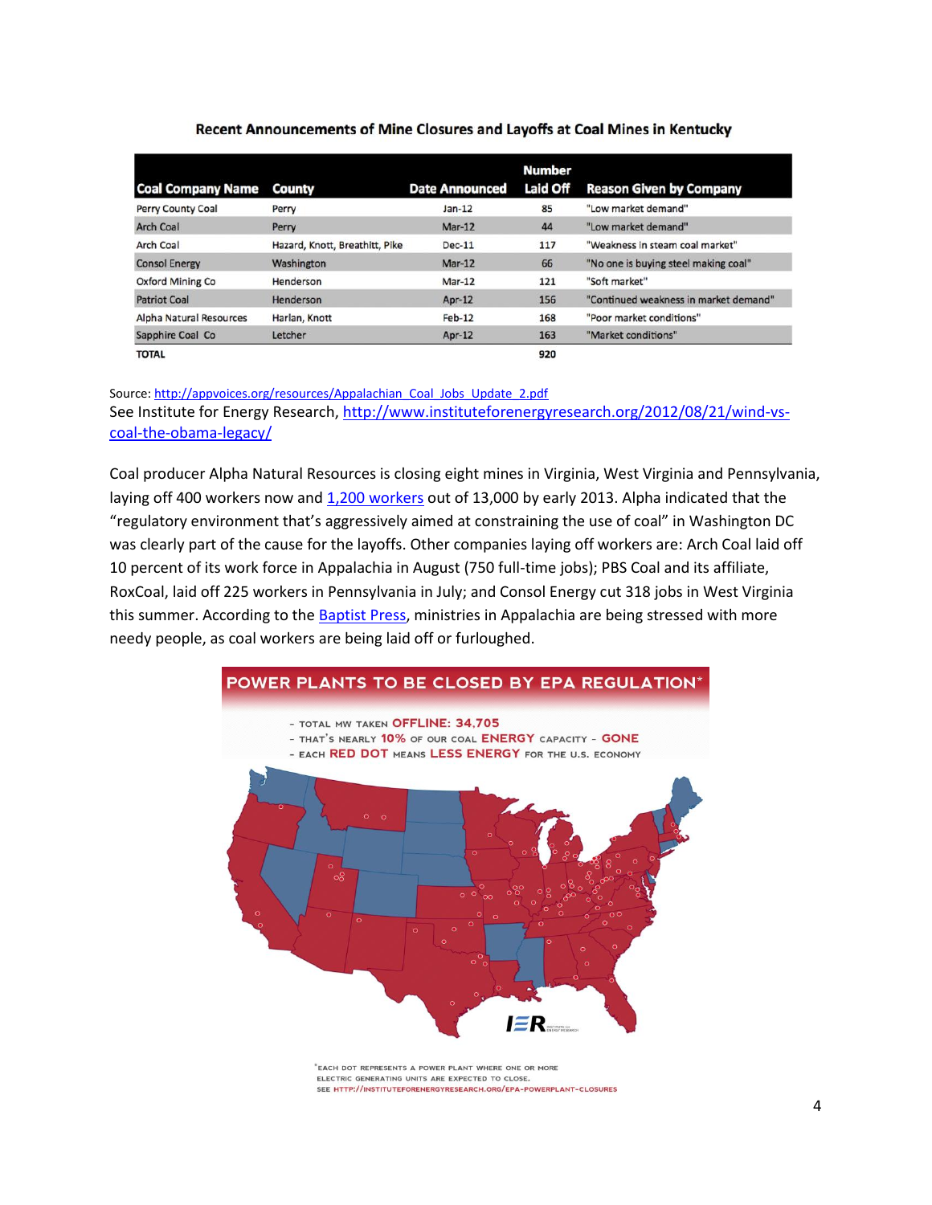**Recent Announcements of Mine Closures and Layoffs at Coal Mines in Kentucky**

| Coal Company Name | County | Date Announced | Number Laid Off | Reason Given by Company |
|---|---|---|---|---|
| Perry County Coal | Perry | Jan-12 | 85 | "Low market demand" |
| Arch Coal | Perry | Mar-12 | 44 | "Low market demand" |
| Arch Coal | Hazard, Knott, Breathitt, Pike | Dec-11 | 117 | "Weakness in steam coal market" |
| Consol Energy | Washington | Mar-12 | 66 | "No one is buying steel making coal" |
| Oxford Mining Co | Henderson | Mar-12 | 121 | "Soft market" |
| Patriot Coal | Henderson | Apr-12 | 156 | "Continued weakness in market demand" |
| Alpha Natural Resources | Harlan, Knott | Feb-12 | 168 | "Poor market conditions" |
| Sapphire Coal Co | Letcher | Apr-12 | 163 | "Market conditions" |
| TOTAL | | | 920 | |

Source: http://appvoices.org/resources/Appalachian_Coal_Jobs_Update_2.pdf

See Institute for Energy Research, http://www.instituteforenergyresearch.org/2012/08/21/wind-vs-coal-the-obama-legacy/

Coal producer Alpha Natural Resources is closing eight mines in Virginia, West Virginia and Pennsylvania, laying off 400 workers now and 1,200 workers out of 13,000 by early 2013. Alpha indicated that the "regulatory environment that's aggressively aimed at constraining the use of coal" in Washington DC was clearly part of the cause for the layoffs. Other companies laying off workers are: Arch Coal laid off 10 percent of its work force in Appalachia in August (750 full-time jobs); PBS Coal and its affiliate, RoxCoal, laid off 225 workers in Pennsylvania in July; and Consol Energy cut 318 jobs in West Virginia this summer. According to the Baptist Press, ministries in Appalachia are being stressed with more needy people, as coal workers are being laid off or furloughed.

**POWER PLANTS TO BE CLOSED BY EPA REGULATION***

- TOTAL MW TAKEN OFFLINE: 34,705
- THAT'S NEARLY 10% OF OUR COAL ENERGY CAPACITY - GONE
- EACH RED DOT MEANS LESS ENERGY FOR THE U.S. ECONOMY

*EACH DOT REPRESENTS A POWER PLANT WHERE ONE OR MORE ELECTRIC GENERATING UNITS ARE EXPECTED TO CLOSE.
SEE HTTP://INSTITUTEFORENERGYRESEARCH.ORG/EPA-POWERPLANT-CLOSURES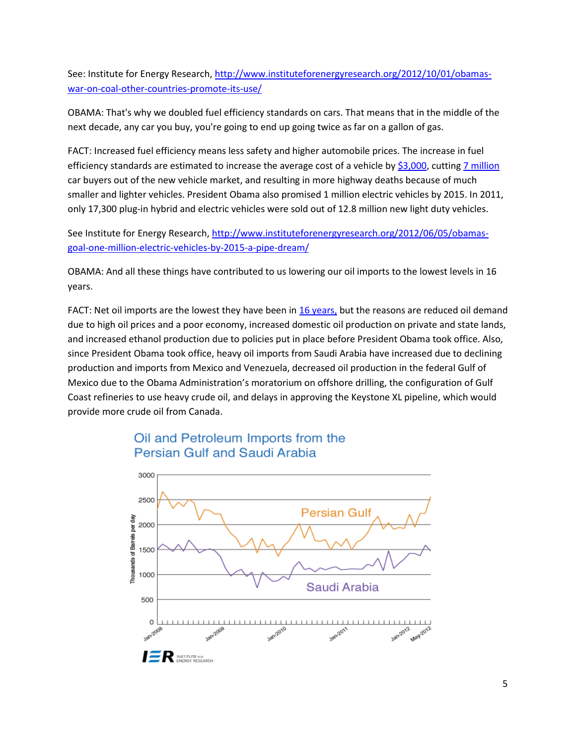See: Institute for Energy Research, http://www.instituteforenergyresearch.org/2012/10/01/obamas-war-on-coal-other-countries-promote-its-use/

OBAMA: That's why we doubled fuel efficiency standards on cars. That means that in the middle of the next decade, any car you buy, you're going to end up going twice as far on a gallon of gas.

FACT: Increased fuel efficiency means less safety and higher automobile prices. The increase in fuel efficiency standards are estimated to increase the average cost of a vehicle by $3,000, cutting 7 million car buyers out of the new vehicle market, and resulting in more highway deaths because of much smaller and lighter vehicles. President Obama also promised 1 million electric vehicles by 2015. In 2011, only 17,300 plug-in hybrid and electric vehicles were sold out of 12.8 million new light duty vehicles.

See Institute for Energy Research, http://www.instituteforenergyresearch.org/2012/06/05/obamas-goal-one-million-electric-vehicles-by-2015-a-pipe-dream/

OBAMA: And all these things have contributed to us lowering our oil imports to the lowest levels in 16 years.

FACT: Net oil imports are the lowest they have been in 16 years, but the reasons are reduced oil demand due to high oil prices and a poor economy, increased domestic oil production on private and state lands, and increased ethanol production due to policies put in place before President Obama took office. Also, since President Obama took office, heavy oil imports from Saudi Arabia have increased due to declining production and imports from Mexico and Venezuela, decreased oil production in the federal Gulf of Mexico due to the Obama Administration's moratorium on offshore drilling, the configuration of Gulf Coast refineries to use heavy crude oil, and delays in approving the Keystone XL pipeline, which would provide more crude oil from Canada.

Oil and Petroleum Imports from the Persian Gulf and Saudi Arabia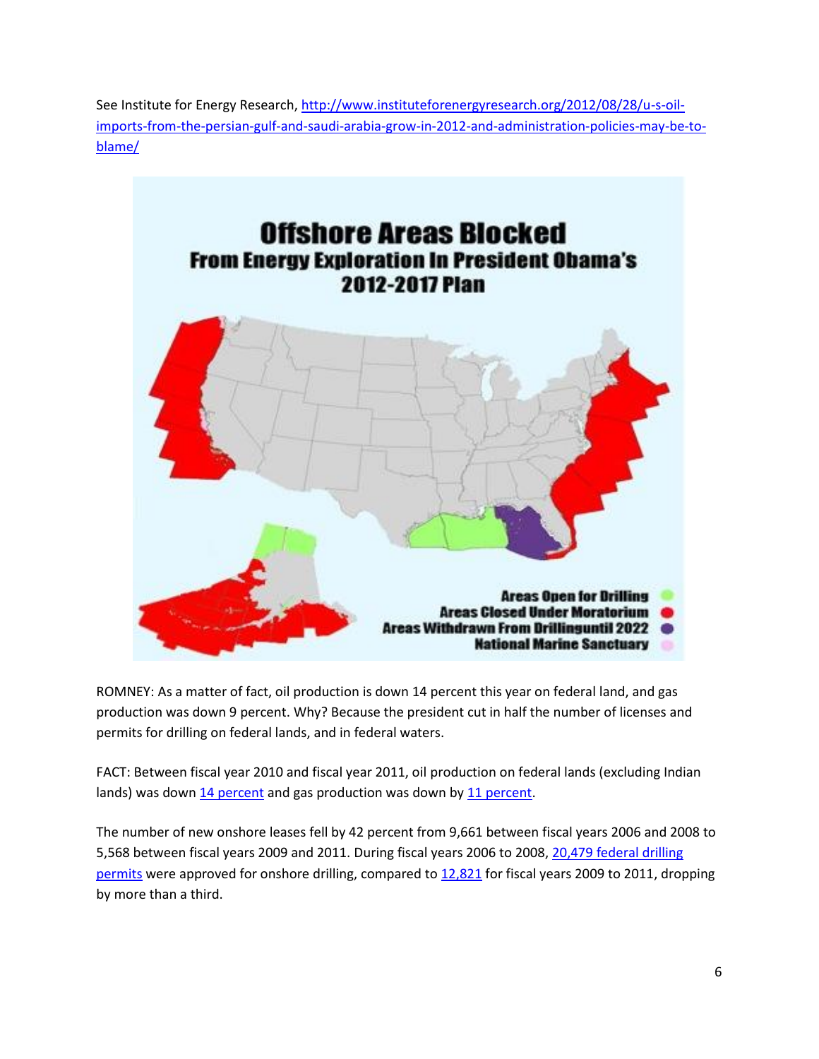See Institute for Energy Research, http://www.instituteforenergyresearch.org/2012/08/28/u-s-oil-imports-from-the-persian-gulf-and-saudi-arabia-grow-in-2012-and-administration-policies-may-be-to-blame/

ROMNEY: As a matter of fact, oil production is down 14 percent this year on federal land, and gas production was down 9 percent. Why? Because the president cut in half the number of licenses and permits for drilling on federal lands, and in federal waters.

FACT: Between fiscal year 2010 and fiscal year 2011, oil production on federal lands (excluding Indian lands) was down 14 percent and gas production was down by 11 percent.

The number of new onshore leases fell by 42 percent from 9,661 between fiscal years 2006 and 2008 to 5,568 between fiscal years 2009 and 2011. During fiscal years 2006 to 2008, 20,479 federal drilling permits were approved for onshore drilling, compared to 12,821 for fiscal years 2009 to 2011, dropping by more than a third.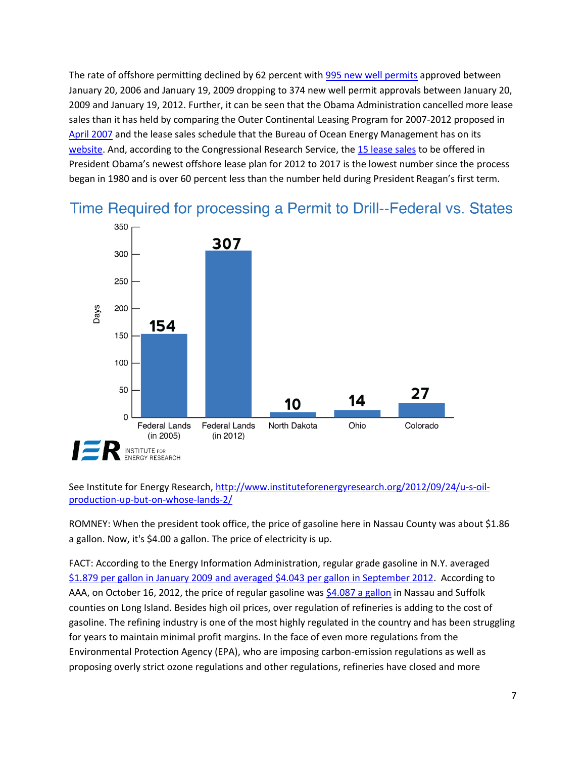The rate of offshore permitting declined by 62 percent with 995 new well permits approved between January 20, 2006 and January 19, 2009 dropping to 374 new well permit approvals between January 20, 2009 and January 19, 2012. Further, it can be seen that the Obama Administration cancelled more lease sales than it has held by comparing the Outer Continental Leasing Program for 2007-2012 proposed in April 2007 and the lease sales schedule that the Bureau of Ocean Energy Management has on its website. And, according to the Congressional Research Service, the 15 lease sales to be offered in President Obama's newest offshore lease plan for 2012 to 2017 is the lowest number since the process began in 1980 and is over 60 percent less than the number held during President Reagan's first term.

## Time Required for processing a Permit to Drill--Federal vs. States

| | Days |
|---|---|
| Federal Lands (in 2005) | 154 |
| Federal Lands (in 2012) | 307 |
| North Dakota | 10 |
| Ohio | 14 |
| Colorado | 27 |

IER INSTITUTE FOR ENERGY RESEARCH

See Institute for Energy Research, http://www.instituteforenergyresearch.org/2012/09/24/u-s-oil-production-up-but-on-whose-lands-2/

ROMNEY: When the president took office, the price of gasoline here in Nassau County was about $1.86 a gallon. Now, it's $4.00 a gallon. The price of electricity is up.

FACT: According to the Energy Information Administration, regular grade gasoline in N.Y. averaged $1.879 per gallon in January 2009 and averaged $4.043 per gallon in September 2012. According to AAA, on October 16, 2012, the price of regular gasoline was $4.087 a gallon in Nassau and Suffolk counties on Long Island. Besides high oil prices, over regulation of refineries is adding to the cost of gasoline. The refining industry is one of the most highly regulated in the country and has been struggling for years to maintain minimal profit margins. In the face of even more regulations from the Environmental Protection Agency (EPA), who are imposing carbon-emission regulations as well as proposing overly strict ozone regulations and other regulations, refineries have closed and more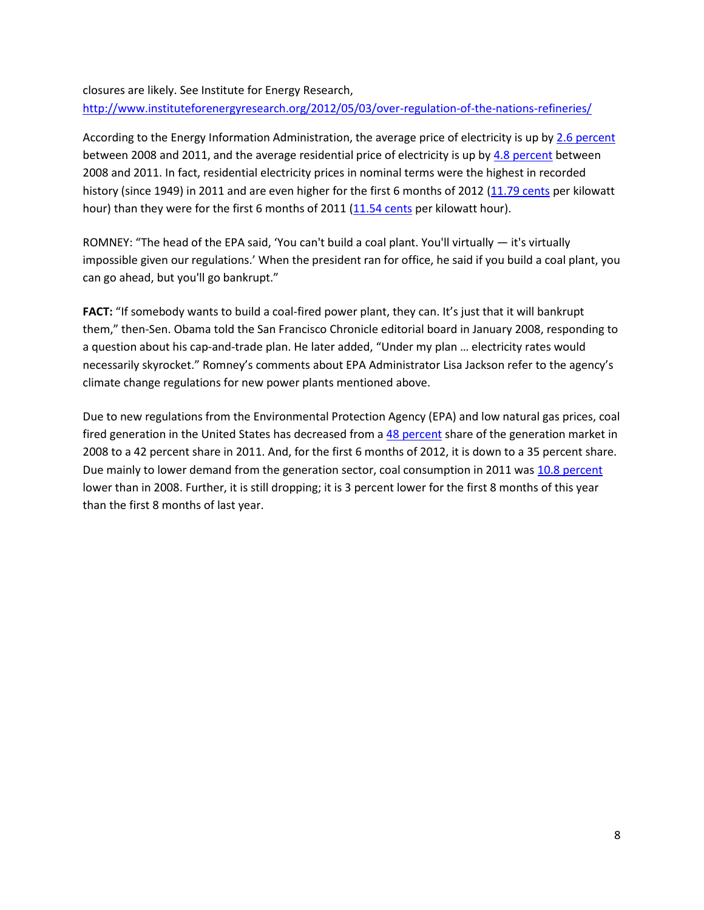closures are likely. See Institute for Energy Research, http://www.instituteforenergyresearch.org/2012/05/03/over-regulation-of-the-nations-refineries/

According to the Energy Information Administration, the average price of electricity is up by 2.6 percent between 2008 and 2011, and the average residential price of electricity is up by 4.8 percent between 2008 and 2011. In fact, residential electricity prices in nominal terms were the highest in recorded history (since 1949) in 2011 and are even higher for the first 6 months of 2012 (11.79 cents per kilowatt hour) than they were for the first 6 months of 2011 (11.54 cents per kilowatt hour).

ROMNEY: "The head of the EPA said, 'You can't build a coal plant. You'll virtually — it's virtually impossible given our regulations.' When the president ran for office, he said if you build a coal plant, you can go ahead, but you'll go bankrupt."

**FACT:** "If somebody wants to build a coal-fired power plant, they can. It's just that it will bankrupt them," then-Sen. Obama told the San Francisco Chronicle editorial board in January 2008, responding to a question about his cap-and-trade plan. He later added, "Under my plan … electricity rates would necessarily skyrocket." Romney's comments about EPA Administrator Lisa Jackson refer to the agency's climate change regulations for new power plants mentioned above.

Due to new regulations from the Environmental Protection Agency (EPA) and low natural gas prices, coal fired generation in the United States has decreased from a 48 percent share of the generation market in 2008 to a 42 percent share in 2011. And, for the first 6 months of 2012, it is down to a 35 percent share. Due mainly to lower demand from the generation sector, coal consumption in 2011 was 10.8 percent lower than in 2008. Further, it is still dropping; it is 3 percent lower for the first 8 months of this year than the first 8 months of last year.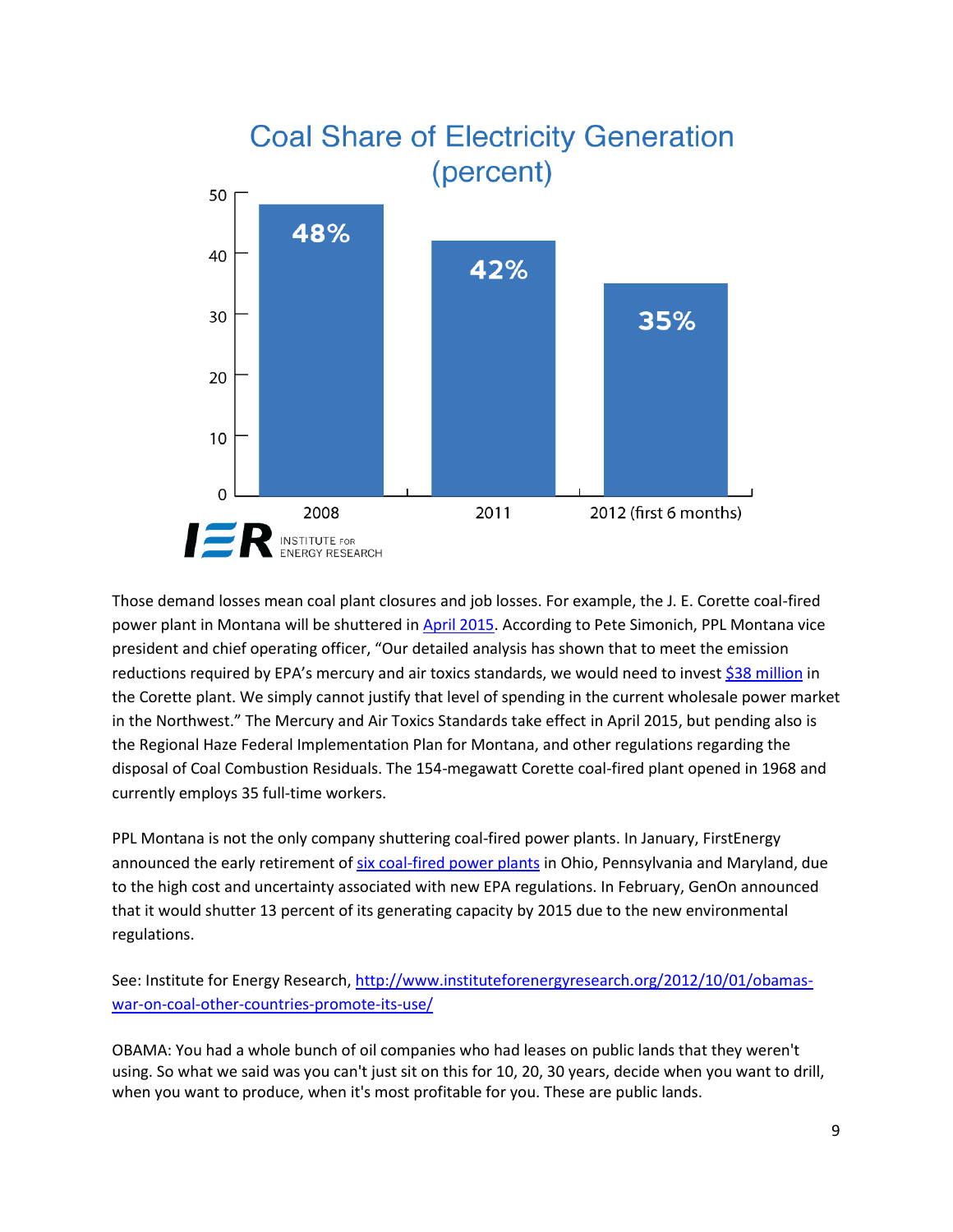**Coal Share of Electricity Generation (percent)**

| Year | Coal Share |
|---|---|
| 2008 | 48% |
| 2011 | 42% |
| 2012 (first 6 months) | 35% |

INSTITUTE FOR ENERGY RESEARCH

Those demand losses mean coal plant closures and job losses. For example, the J. E. Corette coal-fired power plant in Montana will be shuttered in April 2015. According to Pete Simonich, PPL Montana vice president and chief operating officer, "Our detailed analysis has shown that to meet the emission reductions required by EPA's mercury and air toxics standards, we would need to invest $38 million in the Corette plant. We simply cannot justify that level of spending in the current wholesale power market in the Northwest." The Mercury and Air Toxics Standards take effect in April 2015, but pending also is the Regional Haze Federal Implementation Plan for Montana, and other regulations regarding the disposal of Coal Combustion Residuals. The 154-megawatt Corette coal-fired plant opened in 1968 and currently employs 35 full-time workers.

PPL Montana is not the only company shuttering coal-fired power plants. In January, FirstEnergy announced the early retirement of six coal-fired power plants in Ohio, Pennsylvania and Maryland, due to the high cost and uncertainty associated with new EPA regulations. In February, GenOn announced that it would shutter 13 percent of its generating capacity by 2015 due to the new environmental regulations.

See: Institute for Energy Research, http://www.instituteforenergyresearch.org/2012/10/01/obamas-war-on-coal-other-countries-promote-its-use/

OBAMA: You had a whole bunch of oil companies who had leases on public lands that they weren't using. So what we said was you can't just sit on this for 10, 20, 30 years, decide when you want to drill, when you want to produce, when it's most profitable for you. These are public lands.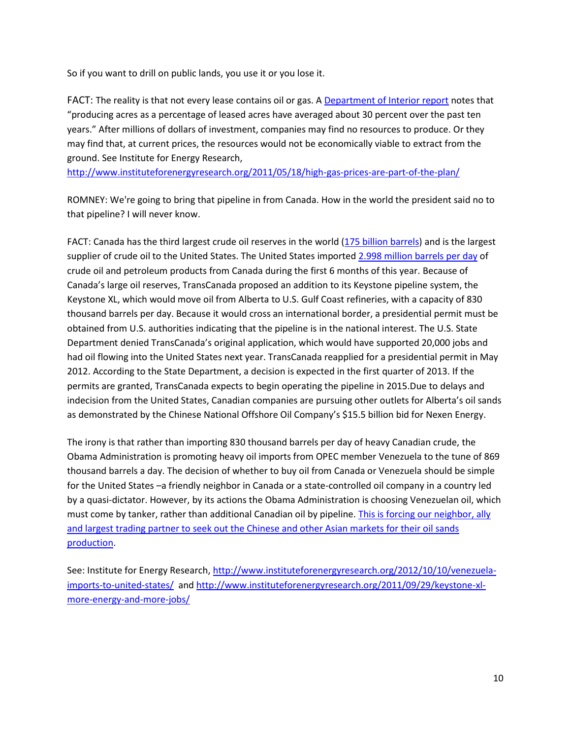So if you want to drill on public lands, you use it or you lose it.

FACT: The reality is that not every lease contains oil or gas. A [Department of Interior report](#) notes that "producing acres as a percentage of leased acres have averaged about 30 percent over the past ten years." After millions of dollars of investment, companies may find no resources to produce. Or they may find that, at current prices, the resources would not be economically viable to extract from the ground. See Institute for Energy Research, http://www.instituteforenergyresearch.org/2011/05/18/high-gas-prices-are-part-of-the-plan/

ROMNEY: We're going to bring that pipeline in from Canada. How in the world the president said no to that pipeline? I will never know.

FACT: Canada has the third largest crude oil reserves in the world ([175 billion barrels](#)) and is the largest supplier of crude oil to the United States. The United States imported [2.998 million barrels per day](#) of crude oil and petroleum products from Canada during the first 6 months of this year. Because of Canada's large oil reserves, TransCanada proposed an addition to its Keystone pipeline system, the Keystone XL, which would move oil from Alberta to U.S. Gulf Coast refineries, with a capacity of 830 thousand barrels per day. Because it would cross an international border, a presidential permit must be obtained from U.S. authorities indicating that the pipeline is in the national interest. The U.S. State Department denied TransCanada's original application, which would have supported 20,000 jobs and had oil flowing into the United States next year. TransCanada reapplied for a presidential permit in May 2012. According to the State Department, a decision is expected in the first quarter of 2013. If the permits are granted, TransCanada expects to begin operating the pipeline in 2015.Due to delays and indecision from the United States, Canadian companies are pursuing other outlets for Alberta's oil sands as demonstrated by the Chinese National Offshore Oil Company's $15.5 billion bid for Nexen Energy.

The irony is that rather than importing 830 thousand barrels per day of heavy Canadian crude, the Obama Administration is promoting heavy oil imports from OPEC member Venezuela to the tune of 869 thousand barrels a day. The decision of whether to buy oil from Canada or Venezuela should be simple for the United States –a friendly neighbor in Canada or a state-controlled oil company in a country led by a quasi-dictator. However, by its actions the Obama Administration is choosing Venezuelan oil, which must come by tanker, rather than additional Canadian oil by pipeline. [This is forcing our neighbor, ally and largest trading partner to seek out the Chinese and other Asian markets for their oil sands production](#).

See: Institute for Energy Research, http://www.instituteforenergyresearch.org/2012/10/10/venezuela-imports-to-united-states/ and http://www.instituteforenergyresearch.org/2011/09/29/keystone-xl-more-energy-and-more-jobs/